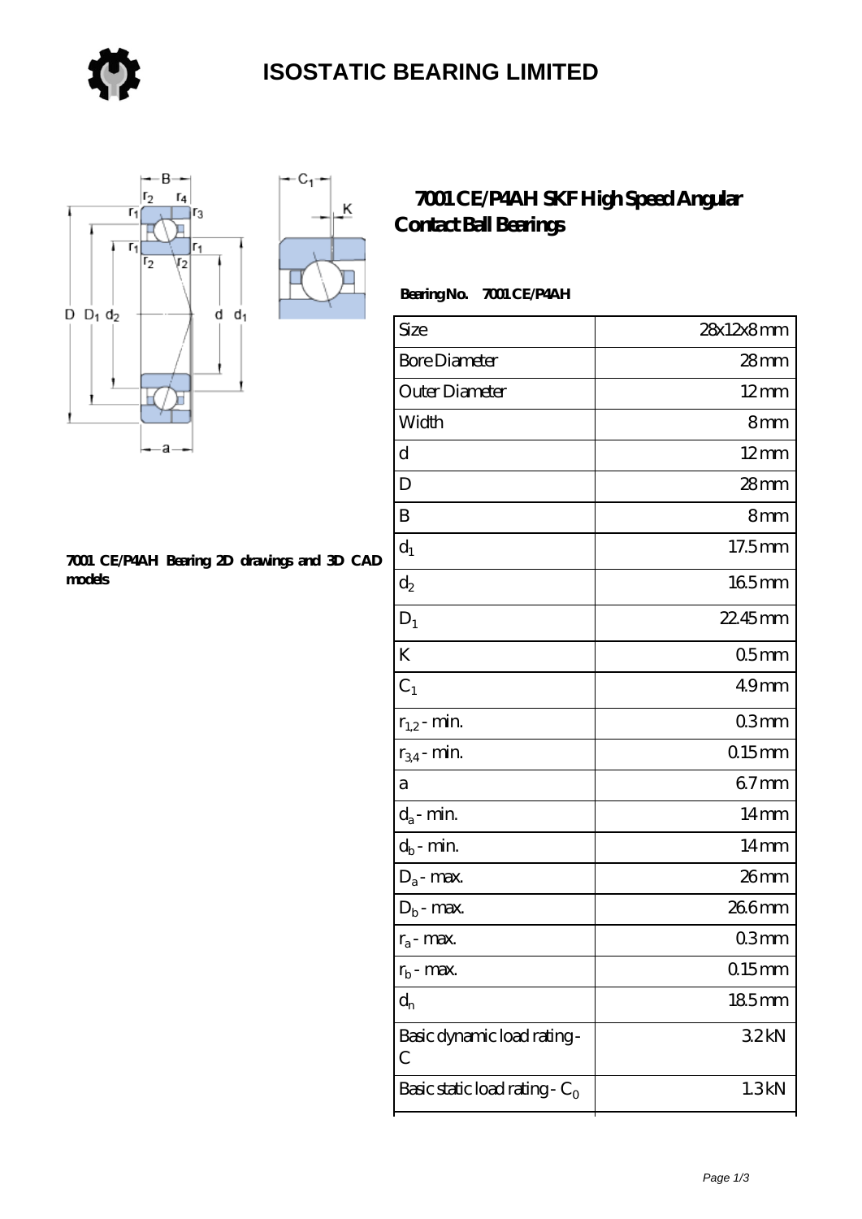# ISOSTATIC BEARING LIMITED

## 7001 CE/P4AH SKF High Speed Angular Contact Ball Bearings

**Bearing No. 7001 CE/P4AH**

| Size | 28x12x8 mm |
|---|---|
| Bore Diameter | 28 mm |
| Outer Diameter | 12 mm |
| Width | 8 mm |
| d | 12 mm |
| D | 28 mm |
| B | 8 mm |
| $d_1$ | 17.5 mm |
| $d_2$ | 16.5 mm |
| $D_1$ | 22.45 mm |
| K | 0.5 mm |
| $C_1$ | 4.9 mm |
| $r_{1,2}$ - min. | 0.3 mm |
| $r_{3,4}$ - min. | 0.15 mm |
| a | 6.7 mm |
| $d_a$ - min. | 14 mm |
| $d_b$ - min. | 14 mm |
| $D_a$ - max. | 26 mm |
| $D_b$ - max. | 26.6 mm |
| $r_a$ - max. | 0.3 mm |
| $r_b$ - max. | 0.15 mm |
| $d_n$ | 18.5 mm |
| Basic dynamic load rating - C | 3.2 kN |
| Basic static load rating - $C_0$ | 1.3 kN |

**7001 CE/P4AH Bearing 2D drawings and 3D CAD models**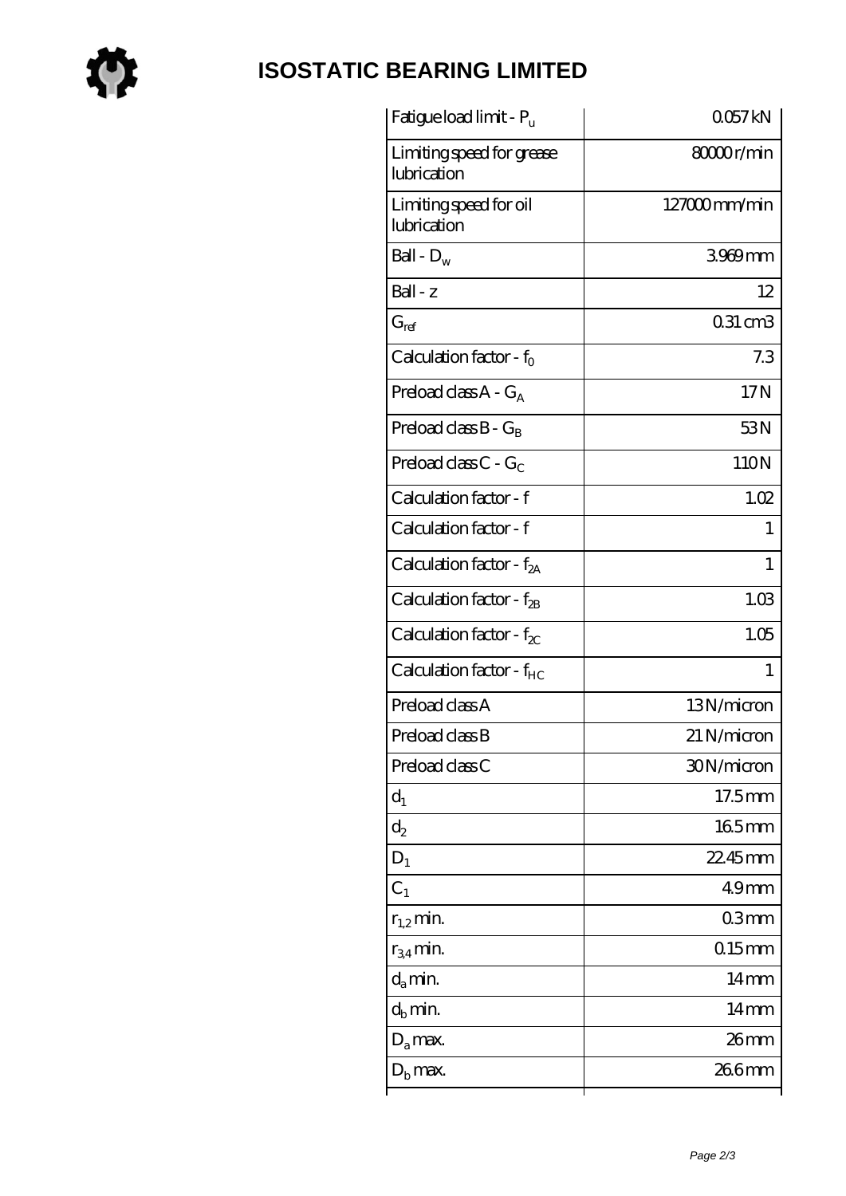# ISOSTATIC BEARING LIMITED

| | |
|---|---|
| Fatigue load limit - $P_u$ | 0.057 kN |
| Limiting speed for grease lubrication | 80000 r/min |
| Limiting speed for oil lubrication | 127000 mm/min |
| Ball - $D_w$ | 3.969 mm |
| Ball - z | 12 |
| $G_{ref}$ | 0.31 cm3 |
| Calculation factor - $f_0$ | 7.3 |
| Preload class A - $G_A$ | 17 N |
| Preload class B - $G_B$ | 53 N |
| Preload class C - $G_C$ | 110 N |
| Calculation factor - f | 1.02 |
| Calculation factor - f | 1 |
| Calculation factor - $f_{2A}$ | 1 |
| Calculation factor - $f_{2B}$ | 1.03 |
| Calculation factor - $f_{2C}$ | 1.05 |
| Calculation factor - $f_{HC}$ | 1 |
| Preload class A | 13 N/micron |
| Preload class B | 21 N/micron |
| Preload class C | 30 N/micron |
| $d_1$ | 17.5 mm |
| $d_2$ | 16.5 mm |
| $D_1$ | 22.45 mm |
| $C_1$ | 4.9 mm |
| $r_{1,2}$ min. | 0.3 mm |
| $r_{3,4}$ min. | 0.15 mm |
| $d_a$ min. | 14 mm |
| $d_b$ min. | 14 mm |
| $D_a$ max. | 26 mm |
| $D_b$ max. | 26.6 mm |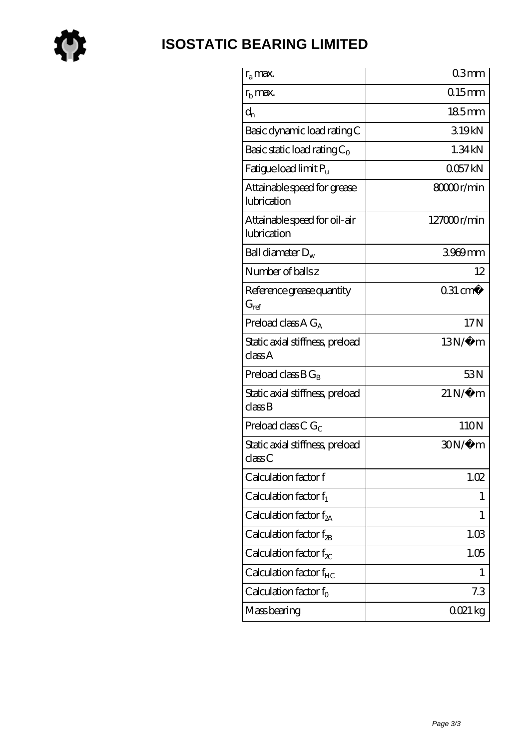# ISOSTATIC BEARING LIMITED

| | |
|---|---|
| $r_a$ max. | 0.3 mm |
| $r_b$ max. | 0.15 mm |
| $d_n$ | 18.5 mm |
| Basic dynamic load rating C | 3.19 kN |
| Basic static load rating $C_0$ | 1.34 kN |
| Fatigue load limit $P_u$ | 0.057 kN |
| Attainable speed for grease lubrication | 80000 r/min |
| Attainable speed for oil-air lubrication | 127000 r/min |
| Ball diameter $D_w$ | 3.969 mm |
| Number of balls z | 12 |
| Reference grease quantity $G_{ref}$ | 0.31 cm� |
| Preload class A $G_A$ | 17 N |
| Static axial stiffness, preload class A | 13 N/�m |
| Preload class B $G_B$ | 53 N |
| Static axial stiffness, preload class B | 21 N/�m |
| Preload class C $G_C$ | 110 N |
| Static axial stiffness, preload class C | 30 N/�m |
| Calculation factor f | 1.02 |
| Calculation factor $f_1$ | 1 |
| Calculation factor $f_{2A}$ | 1 |
| Calculation factor $f_{2B}$ | 1.03 |
| Calculation factor $f_{2C}$ | 1.05 |
| Calculation factor $f_{HC}$ | 1 |
| Calculation factor $f_0$ | 7.3 |
| Mass bearing | 0.021 kg |